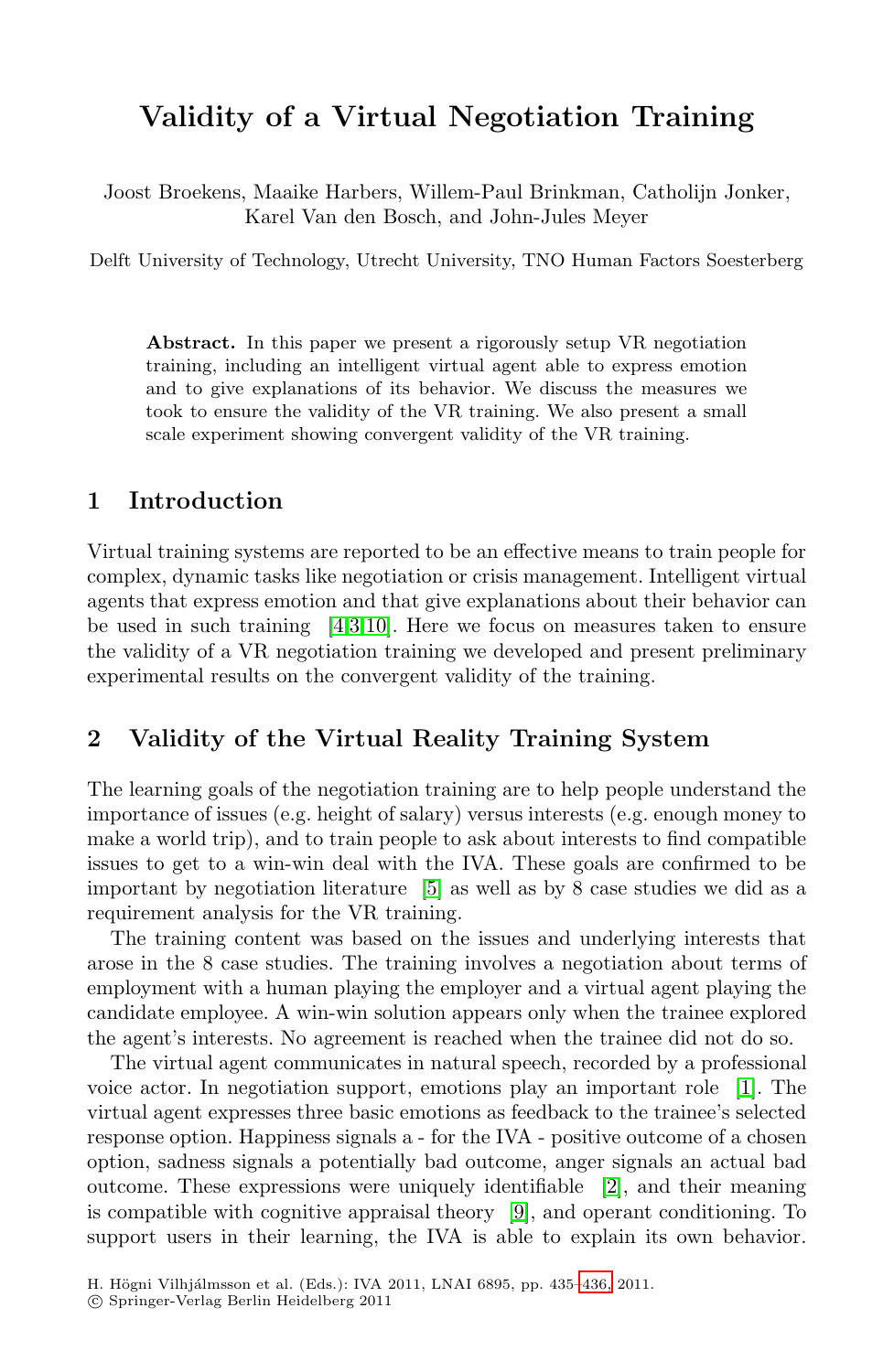# Validity of a Virtual Negotiation Training

Joost Broekens, Maaike Harbers, Willem-Paul Brinkman, Catholijn Jonker, Karel Van den Bosch, and John-Jules Meyer

Delft University of Technology, Utrecht University, TNO Human Factors Soesterberg

**Abstract.** In this paper we present a rigorously setup VR negotiation training, including an intelligent virtual agent able to express emotion and to give explanations of its behavior. We discuss the measures we took to ensure the validity of the VR training. We also present a small scale experiment showing convergent validity of the VR training.

## 1 Introduction

Virtual training systems are reported to be an effective means to train people for complex, dynamic tasks like negotiation or crisis management. Intelligent virtual agents that express emotion and that give explanations about their behavior can be used in such training [4,3,10]. Here we focus on measures taken to ensure the validity of a VR negotiation training we developed and present preliminary experimental results on the convergent validity of the training.

## 2 Validity of the Virtual Reality Training System

The learning goals of the negotiation training are to help people understand the importance of issues (e.g. height of salary) versus interests (e.g. enough money to make a world trip), and to train people to ask about interests to find compatible issues to get to a win-win deal with the IVA. These goals are confirmed to be important by negotiation literature [5] as well as by 8 case studies we did as a requirement analysis for the VR training.

The training content was based on the issues and underlying interests that arose in the 8 case studies. The training involves a negotiation about terms of employment with a human playing the employer and a virtual agent playing the candidate employee. A win-win solution appears only when the trainee explored the agent's interests. No agreement is reached when the trainee did not do so.

The virtual agent communicates in natural speech, recorded by a professional voice actor. In negotiation support, emotions play an important role [1]. The virtual agent expresses three basic emotions as feedback to the trainee's selected response option. Happiness signals a - for the IVA - positive outcome of a chosen option, sadness signals a potentially bad outcome, anger signals an actual bad outcome. These expressions were uniquely identifiable [2], and their meaning is compatible with cognitive appraisal theory [9], and operant conditioning. To support users in their learning, the IVA is able to explain its own behavior.

H. Högni Vilhjálmsson et al. (Eds.): IVA 2011, LNAI 6895, pp. 435–436, 2011.
© Springer-Verlag Berlin Heidelberg 2011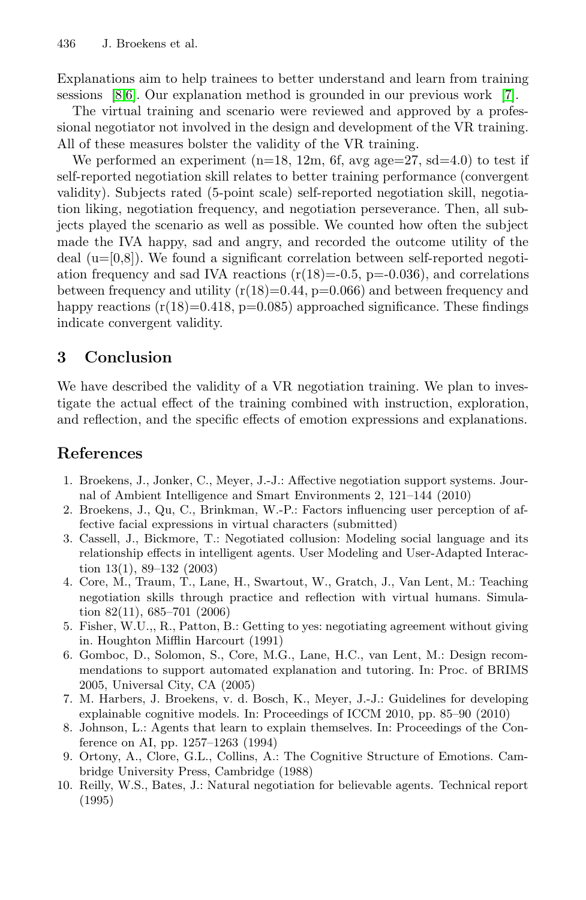Explanations aim to help trainees to better understand and learn from training sessions [8,6]. Our explanation method is grounded in our previous work [7].

The virtual training and scenario were reviewed and approved by a professional negotiator not involved in the design and development of the VR training. All of these measures bolster the validity of the VR training.

We performed an experiment (n=18, 12m, 6f, avg age=27, sd=4.0) to test if self-reported negotiation skill relates to better training performance (convergent validity). Subjects rated (5-point scale) self-reported negotiation skill, negotiation liking, negotiation frequency, and negotiation perseverance. Then, all subjects played the scenario as well as possible. We counted how often the subject made the IVA happy, sad and angry, and recorded the outcome utility of the deal (u=[0,8]). We found a significant correlation between self-reported negotiation frequency and sad IVA reactions ($r(18)=-0.5$, $p=-0.036$), and correlations between frequency and utility ($r(18)=0.44$, $p=0.066$) and between frequency and happy reactions ($r(18)=0.418$, $p=0.085$) approached significance. These findings indicate convergent validity.

## 3 Conclusion

We have described the validity of a VR negotiation training. We plan to investigate the actual effect of the training combined with instruction, exploration, and reflection, and the specific effects of emotion expressions and explanations.

## References

1. Broekens, J., Jonker, C., Meyer, J.-J.: Affective negotiation support systems. Journal of Ambient Intelligence and Smart Environments 2, 121–144 (2010)
2. Broekens, J., Qu, C., Brinkman, W.-P.: Factors influencing user perception of affective facial expressions in virtual characters (submitted)
3. Cassell, J., Bickmore, T.: Negotiated collusion: Modeling social language and its relationship effects in intelligent agents. User Modeling and User-Adapted Interaction 13(1), 89–132 (2003)
4. Core, M., Traum, T., Lane, H., Swartout, W., Gratch, J., Van Lent, M.: Teaching negotiation skills through practice and reflection with virtual humans. Simulation 82(11), 685–701 (2006)
5. Fisher, W.U.,, R., Patton, B.: Getting to yes: negotiating agreement without giving in. Houghton Mifflin Harcourt (1991)
6. Gomboc, D., Solomon, S., Core, M.G., Lane, H.C., van Lent, M.: Design recommendations to support automated explanation and tutoring. In: Proc. of BRIMS 2005, Universal City, CA (2005)
7. M. Harbers, J. Broekens, v. d. Bosch, K., Meyer, J.-J.: Guidelines for developing explainable cognitive models. In: Proceedings of ICCM 2010, pp. 85–90 (2010)
8. Johnson, L.: Agents that learn to explain themselves. In: Proceedings of the Conference on AI, pp. 1257–1263 (1994)
9. Ortony, A., Clore, G.L., Collins, A.: The Cognitive Structure of Emotions. Cambridge University Press, Cambridge (1988)
10. Reilly, W.S., Bates, J.: Natural negotiation for believable agents. Technical report (1995)